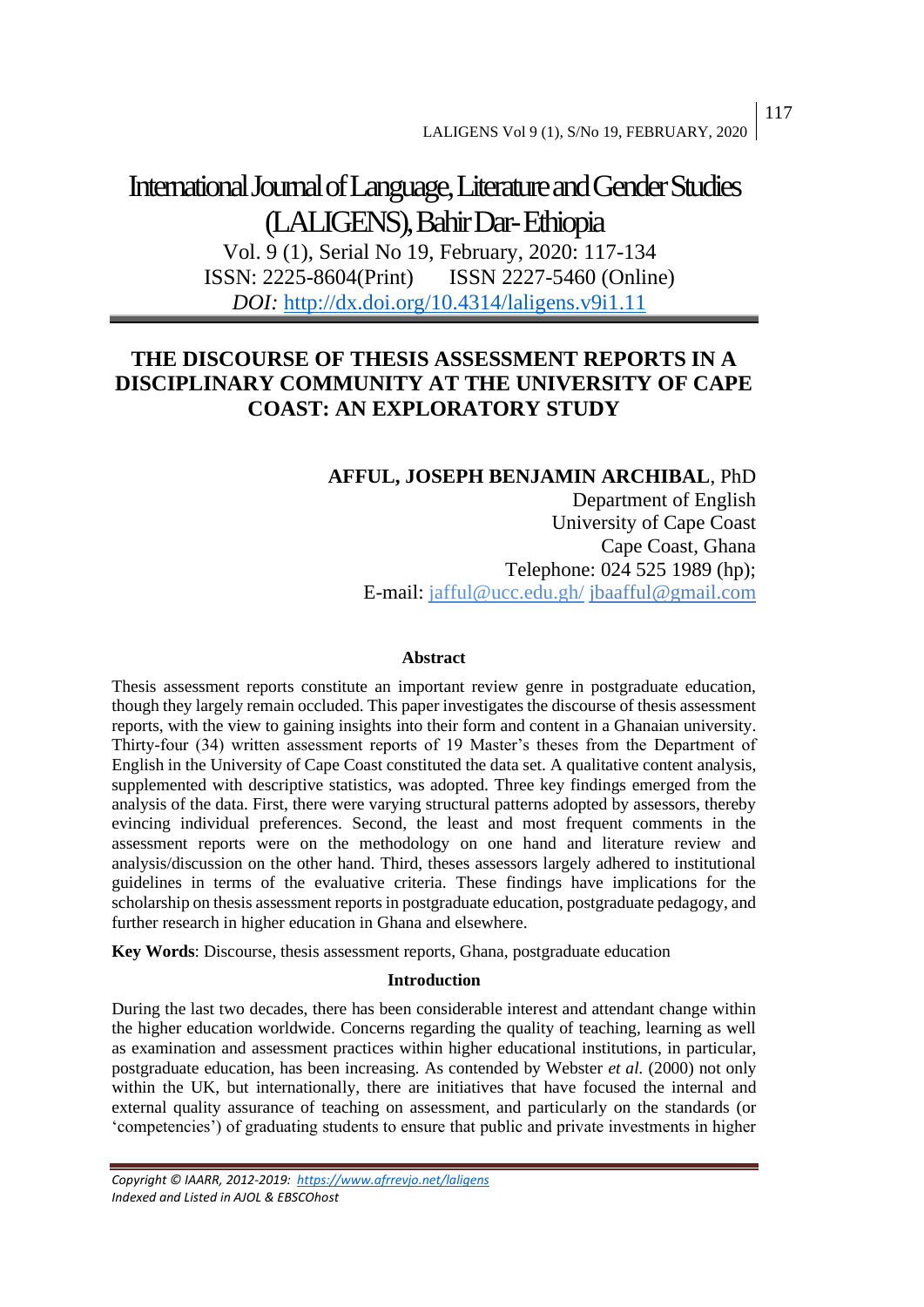# International Journal of Language, Literature and Gender Studies (LALIGENS), Bahir Dar- Ethiopia

Vol. 9 (1), Serial No 19, February, 2020: 117-134
ISSN: 2225-8604(Print) ISSN 2227-5460 (Online)
*DOI:* http://dx.doi.org/10.4314/laligens.v9i1.11

## THE DISCOURSE OF THESIS ASSESSMENT REPORTS IN A DISCIPLINARY COMMUNITY AT THE UNIVERSITY OF CAPE COAST: AN EXPLORATORY STUDY

**AFFUL, JOSEPH BENJAMIN ARCHIBAL**, PhD
Department of English
University of Cape Coast
Cape Coast, Ghana
Telephone: 024 525 1989 (hp);
E-mail: jafful@ucc.edu.gh/ jbaafful@gmail.com

### Abstract

Thesis assessment reports constitute an important review genre in postgraduate education, though they largely remain occluded. This paper investigates the discourse of thesis assessment reports, with the view to gaining insights into their form and content in a Ghanaian university. Thirty-four (34) written assessment reports of 19 Master's theses from the Department of English in the University of Cape Coast constituted the data set. A qualitative content analysis, supplemented with descriptive statistics, was adopted. Three key findings emerged from the analysis of the data. First, there were varying structural patterns adopted by assessors, thereby evincing individual preferences. Second, the least and most frequent comments in the assessment reports were on the methodology on one hand and literature review and analysis/discussion on the other hand. Third, theses assessors largely adhered to institutional guidelines in terms of the evaluative criteria. These findings have implications for the scholarship on thesis assessment reports in postgraduate education, postgraduate pedagogy, and further research in higher education in Ghana and elsewhere.

**Key Words**: Discourse, thesis assessment reports, Ghana, postgraduate education

### Introduction

During the last two decades, there has been considerable interest and attendant change within the higher education worldwide. Concerns regarding the quality of teaching, learning as well as examination and assessment practices within higher educational institutions, in particular, postgraduate education, has been increasing. As contended by Webster *et al.* (2000) not only within the UK, but internationally, there are initiatives that have focused the internal and external quality assurance of teaching on assessment, and particularly on the standards (or 'competencies') of graduating students to ensure that public and private investments in higher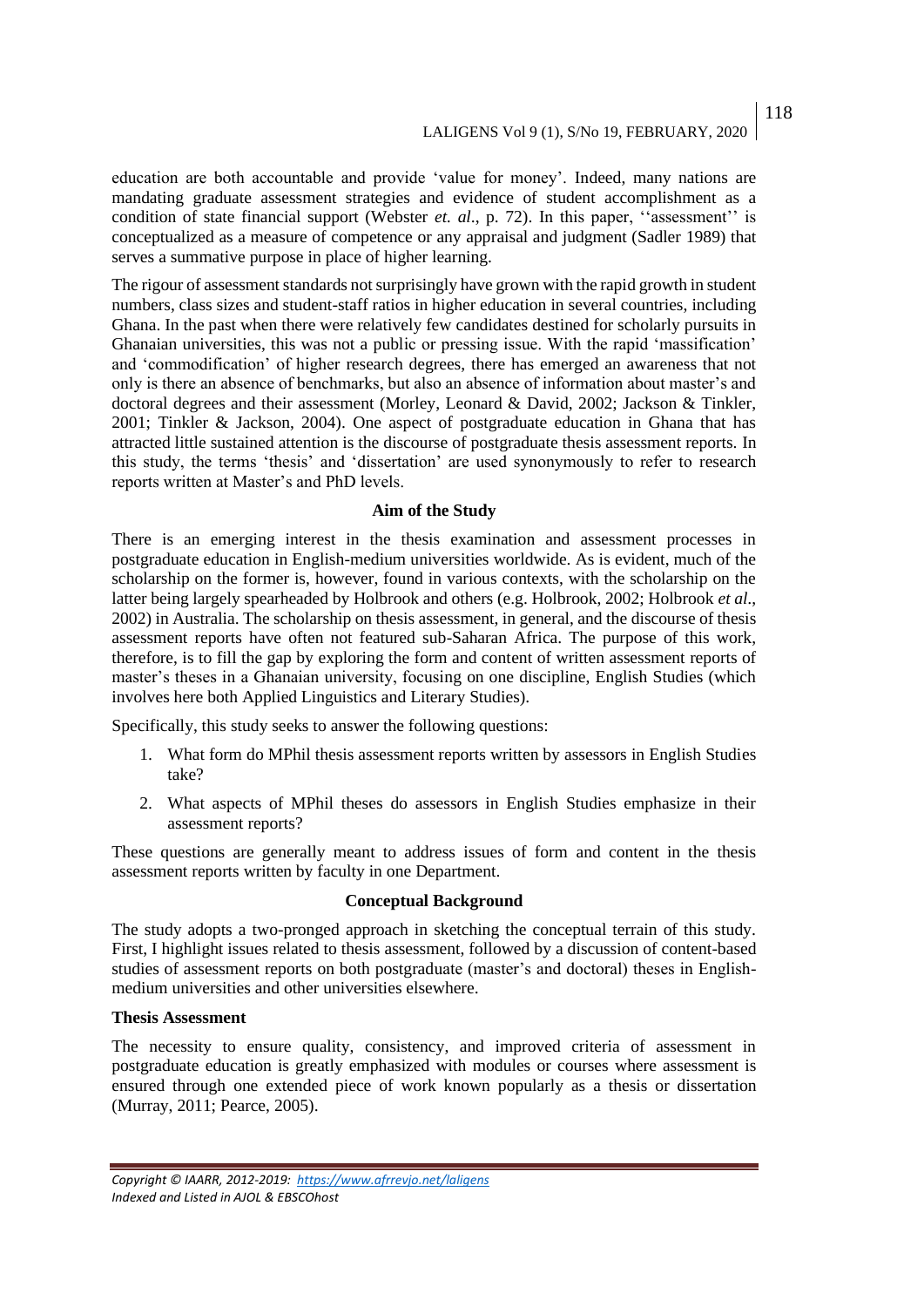education are both accountable and provide 'value for money'. Indeed, many nations are mandating graduate assessment strategies and evidence of student accomplishment as a condition of state financial support (Webster *et. al*., p. 72). In this paper, ''assessment'' is conceptualized as a measure of competence or any appraisal and judgment (Sadler 1989) that serves a summative purpose in place of higher learning.

The rigour of assessment standards not surprisingly have grown with the rapid growth in student numbers, class sizes and student-staff ratios in higher education in several countries, including Ghana. In the past when there were relatively few candidates destined for scholarly pursuits in Ghanaian universities, this was not a public or pressing issue. With the rapid 'massification' and 'commodification' of higher research degrees, there has emerged an awareness that not only is there an absence of benchmarks, but also an absence of information about master's and doctoral degrees and their assessment (Morley, Leonard & David, 2002; Jackson & Tinkler, 2001; Tinkler & Jackson, 2004). One aspect of postgraduate education in Ghana that has attracted little sustained attention is the discourse of postgraduate thesis assessment reports. In this study, the terms 'thesis' and 'dissertation' are used synonymously to refer to research reports written at Master's and PhD levels.

## Aim of the Study

There is an emerging interest in the thesis examination and assessment processes in postgraduate education in English-medium universities worldwide. As is evident, much of the scholarship on the former is, however, found in various contexts, with the scholarship on the latter being largely spearheaded by Holbrook and others (e.g. Holbrook, 2002; Holbrook *et al*., 2002) in Australia. The scholarship on thesis assessment, in general, and the discourse of thesis assessment reports have often not featured sub-Saharan Africa. The purpose of this work, therefore, is to fill the gap by exploring the form and content of written assessment reports of master's theses in a Ghanaian university, focusing on one discipline, English Studies (which involves here both Applied Linguistics and Literary Studies).

Specifically, this study seeks to answer the following questions:

1. What form do MPhil thesis assessment reports written by assessors in English Studies take?
2. What aspects of MPhil theses do assessors in English Studies emphasize in their assessment reports?

These questions are generally meant to address issues of form and content in the thesis assessment reports written by faculty in one Department.

## Conceptual Background

The study adopts a two-pronged approach in sketching the conceptual terrain of this study. First, I highlight issues related to thesis assessment, followed by a discussion of content-based studies of assessment reports on both postgraduate (master's and doctoral) theses in English-medium universities and other universities elsewhere.

### Thesis Assessment

The necessity to ensure quality, consistency, and improved criteria of assessment in postgraduate education is greatly emphasized with modules or courses where assessment is ensured through one extended piece of work known popularly as a thesis or dissertation (Murray, 2011; Pearce, 2005).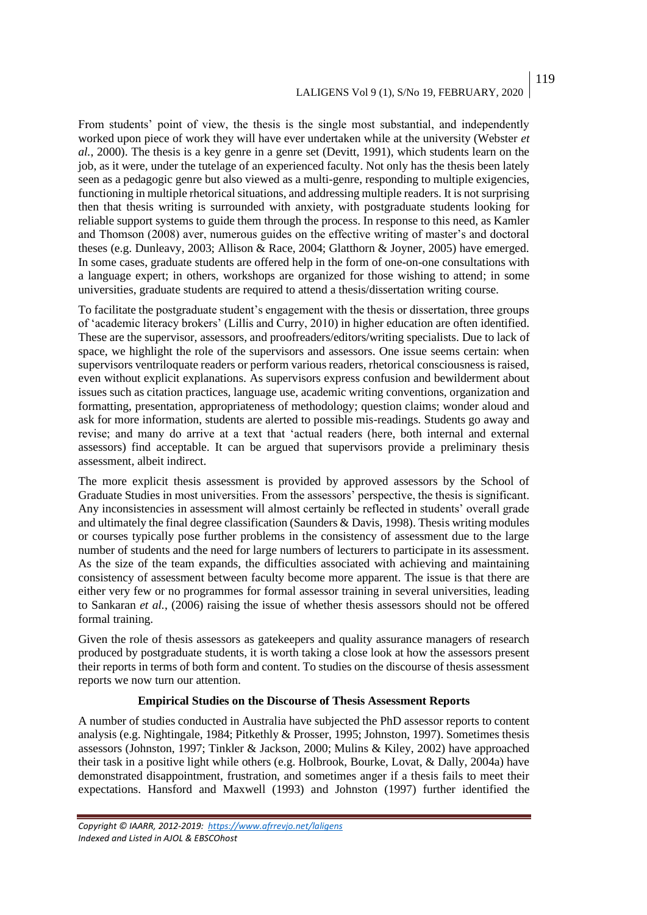From students' point of view, the thesis is the single most substantial, and independently worked upon piece of work they will have ever undertaken while at the university (Webster *et al.*, 2000). The thesis is a key genre in a genre set (Devitt, 1991), which students learn on the job, as it were, under the tutelage of an experienced faculty. Not only has the thesis been lately seen as a pedagogic genre but also viewed as a multi-genre, responding to multiple exigencies, functioning in multiple rhetorical situations, and addressing multiple readers. It is not surprising then that thesis writing is surrounded with anxiety, with postgraduate students looking for reliable support systems to guide them through the process. In response to this need, as Kamler and Thomson (2008) aver, numerous guides on the effective writing of master's and doctoral theses (e.g. Dunleavy, 2003; Allison & Race, 2004; Glatthorn & Joyner, 2005) have emerged. In some cases, graduate students are offered help in the form of one-on-one consultations with a language expert; in others, workshops are organized for those wishing to attend; in some universities, graduate students are required to attend a thesis/dissertation writing course.

To facilitate the postgraduate student's engagement with the thesis or dissertation, three groups of 'academic literacy brokers' (Lillis and Curry, 2010) in higher education are often identified. These are the supervisor, assessors, and proofreaders/editors/writing specialists. Due to lack of space, we highlight the role of the supervisors and assessors. One issue seems certain: when supervisors ventriloquate readers or perform various readers, rhetorical consciousness is raised, even without explicit explanations. As supervisors express confusion and bewilderment about issues such as citation practices, language use, academic writing conventions, organization and formatting, presentation, appropriateness of methodology; question claims; wonder aloud and ask for more information, students are alerted to possible mis-readings. Students go away and revise; and many do arrive at a text that 'actual readers (here, both internal and external assessors) find acceptable. It can be argued that supervisors provide a preliminary thesis assessment, albeit indirect.

The more explicit thesis assessment is provided by approved assessors by the School of Graduate Studies in most universities. From the assessors' perspective, the thesis is significant. Any inconsistencies in assessment will almost certainly be reflected in students' overall grade and ultimately the final degree classification (Saunders & Davis, 1998). Thesis writing modules or courses typically pose further problems in the consistency of assessment due to the large number of students and the need for large numbers of lecturers to participate in its assessment. As the size of the team expands, the difficulties associated with achieving and maintaining consistency of assessment between faculty become more apparent. The issue is that there are either very few or no programmes for formal assessor training in several universities, leading to Sankaran *et al.*, (2006) raising the issue of whether thesis assessors should not be offered formal training.

Given the role of thesis assessors as gatekeepers and quality assurance managers of research produced by postgraduate students, it is worth taking a close look at how the assessors present their reports in terms of both form and content. To studies on the discourse of thesis assessment reports we now turn our attention.

## Empirical Studies on the Discourse of Thesis Assessment Reports

A number of studies conducted in Australia have subjected the PhD assessor reports to content analysis (e.g. Nightingale, 1984; Pitkethly & Prosser, 1995; Johnston, 1997). Sometimes thesis assessors (Johnston, 1997; Tinkler & Jackson, 2000; Mulins & Kiley, 2002) have approached their task in a positive light while others (e.g. Holbrook, Bourke, Lovat, & Dally, 2004a) have demonstrated disappointment, frustration, and sometimes anger if a thesis fails to meet their expectations. Hansford and Maxwell (1993) and Johnston (1997) further identified the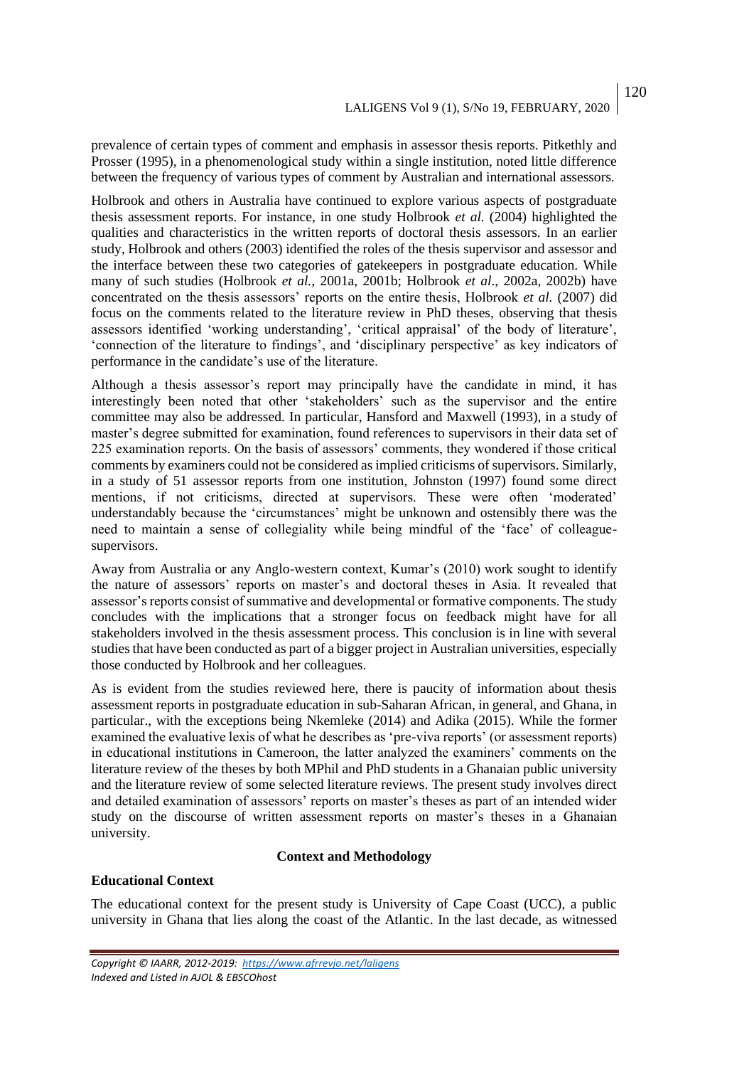prevalence of certain types of comment and emphasis in assessor thesis reports. Pitkethly and Prosser (1995), in a phenomenological study within a single institution, noted little difference between the frequency of various types of comment by Australian and international assessors.

Holbrook and others in Australia have continued to explore various aspects of postgraduate thesis assessment reports. For instance, in one study Holbrook *et al.* (2004) highlighted the qualities and characteristics in the written reports of doctoral thesis assessors. In an earlier study, Holbrook and others (2003) identified the roles of the thesis supervisor and assessor and the interface between these two categories of gatekeepers in postgraduate education. While many of such studies (Holbrook *et al.*, 2001a, 2001b; Holbrook *et al*., 2002a, 2002b) have concentrated on the thesis assessors' reports on the entire thesis, Holbrook *et al.* (2007) did focus on the comments related to the literature review in PhD theses, observing that thesis assessors identified 'working understanding', 'critical appraisal' of the body of literature', 'connection of the literature to findings', and 'disciplinary perspective' as key indicators of performance in the candidate's use of the literature.

Although a thesis assessor's report may principally have the candidate in mind, it has interestingly been noted that other 'stakeholders' such as the supervisor and the entire committee may also be addressed. In particular, Hansford and Maxwell (1993), in a study of master's degree submitted for examination, found references to supervisors in their data set of 225 examination reports. On the basis of assessors' comments, they wondered if those critical comments by examiners could not be considered as implied criticisms of supervisors. Similarly, in a study of 51 assessor reports from one institution, Johnston (1997) found some direct mentions, if not criticisms, directed at supervisors. These were often 'moderated' understandably because the 'circumstances' might be unknown and ostensibly there was the need to maintain a sense of collegiality while being mindful of the 'face' of colleague-supervisors.

Away from Australia or any Anglo-western context, Kumar's (2010) work sought to identify the nature of assessors' reports on master's and doctoral theses in Asia. It revealed that assessor's reports consist of summative and developmental or formative components. The study concludes with the implications that a stronger focus on feedback might have for all stakeholders involved in the thesis assessment process. This conclusion is in line with several studies that have been conducted as part of a bigger project in Australian universities, especially those conducted by Holbrook and her colleagues.

As is evident from the studies reviewed here, there is paucity of information about thesis assessment reports in postgraduate education in sub-Saharan African, in general, and Ghana, in particular., with the exceptions being Nkemleke (2014) and Adika (2015). While the former examined the evaluative lexis of what he describes as 'pre-viva reports' (or assessment reports) in educational institutions in Cameroon, the latter analyzed the examiners' comments on the literature review of the theses by both MPhil and PhD students in a Ghanaian public university and the literature review of some selected literature reviews. The present study involves direct and detailed examination of assessors' reports on master's theses as part of an intended wider study on the discourse of written assessment reports on master's theses in a Ghanaian university.

## Context and Methodology

### Educational Context

The educational context for the present study is University of Cape Coast (UCC), a public university in Ghana that lies along the coast of the Atlantic. In the last decade, as witnessed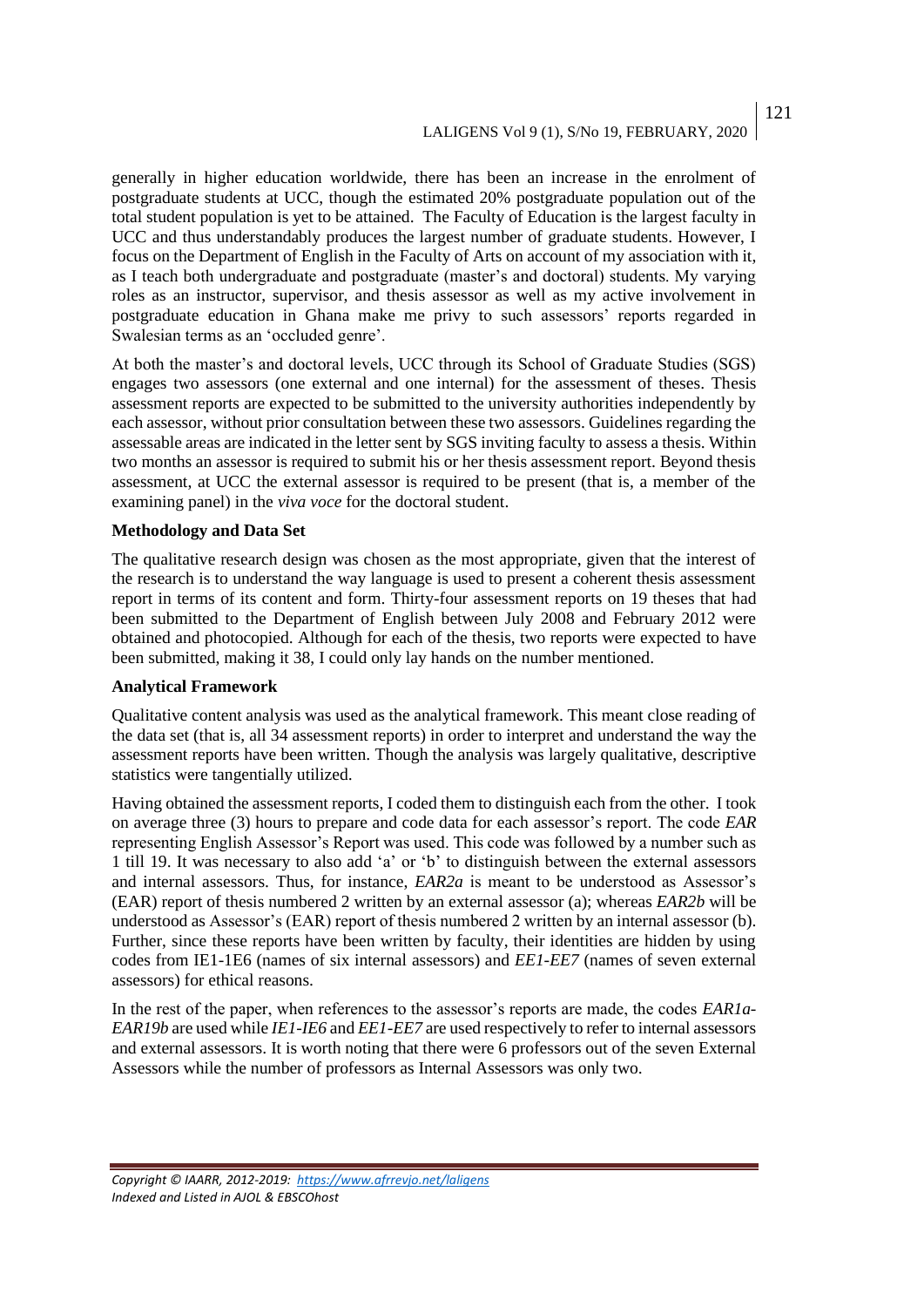generally in higher education worldwide, there has been an increase in the enrolment of postgraduate students at UCC, though the estimated 20% postgraduate population out of the total student population is yet to be attained. The Faculty of Education is the largest faculty in UCC and thus understandably produces the largest number of graduate students. However, I focus on the Department of English in the Faculty of Arts on account of my association with it, as I teach both undergraduate and postgraduate (master's and doctoral) students. My varying roles as an instructor, supervisor, and thesis assessor as well as my active involvement in postgraduate education in Ghana make me privy to such assessors' reports regarded in Swalesian terms as an 'occluded genre'.

At both the master's and doctoral levels, UCC through its School of Graduate Studies (SGS) engages two assessors (one external and one internal) for the assessment of theses. Thesis assessment reports are expected to be submitted to the university authorities independently by each assessor, without prior consultation between these two assessors. Guidelines regarding the assessable areas are indicated in the letter sent by SGS inviting faculty to assess a thesis. Within two months an assessor is required to submit his or her thesis assessment report. Beyond thesis assessment, at UCC the external assessor is required to be present (that is, a member of the examining panel) in the *viva voce* for the doctoral student.

**Methodology and Data Set**

The qualitative research design was chosen as the most appropriate, given that the interest of the research is to understand the way language is used to present a coherent thesis assessment report in terms of its content and form. Thirty-four assessment reports on 19 theses that had been submitted to the Department of English between July 2008 and February 2012 were obtained and photocopied. Although for each of the thesis, two reports were expected to have been submitted, making it 38, I could only lay hands on the number mentioned.

**Analytical Framework**

Qualitative content analysis was used as the analytical framework. This meant close reading of the data set (that is, all 34 assessment reports) in order to interpret and understand the way the assessment reports have been written. Though the analysis was largely qualitative, descriptive statistics were tangentially utilized.

Having obtained the assessment reports, I coded them to distinguish each from the other. I took on average three (3) hours to prepare and code data for each assessor's report. The code *EAR* representing English Assessor's Report was used. This code was followed by a number such as 1 till 19. It was necessary to also add 'a' or 'b' to distinguish between the external assessors and internal assessors. Thus, for instance, *EAR2a* is meant to be understood as Assessor's (EAR) report of thesis numbered 2 written by an external assessor (a); whereas *EAR2b* will be understood as Assessor's (EAR) report of thesis numbered 2 written by an internal assessor (b). Further, since these reports have been written by faculty, their identities are hidden by using codes from IE1-1E6 (names of six internal assessors) and *EE1-EE7* (names of seven external assessors) for ethical reasons.

In the rest of the paper, when references to the assessor's reports are made, the codes *EAR1a-EAR19b* are used while *IE1-IE6* and *EE1-EE7* are used respectively to refer to internal assessors and external assessors. It is worth noting that there were 6 professors out of the seven External Assessors while the number of professors as Internal Assessors was only two.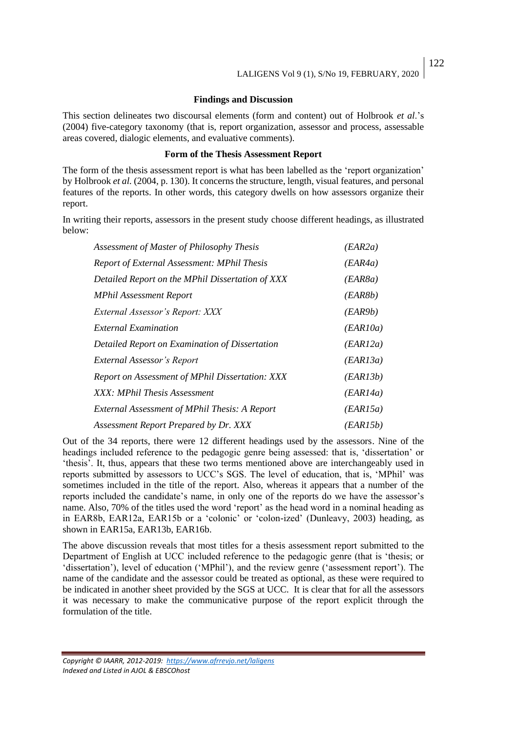## Findings and Discussion

This section delineates two discoursal elements (form and content) out of Holbrook *et al*.'s (2004) five-category taxonomy (that is, report organization, assessor and process, assessable areas covered, dialogic elements, and evaluative comments).

### Form of the Thesis Assessment Report

The form of the thesis assessment report is what has been labelled as the 'report organization' by Holbrook *et al.* (2004, p. 130). It concerns the structure, length, visual features, and personal features of the reports. In other words, this category dwells on how assessors organize their report.

In writing their reports, assessors in the present study choose different headings, as illustrated below:

| | |
|---|---|
| *Assessment of Master of Philosophy Thesis* | *(EAR2a)* |
| *Report of External Assessment: MPhil Thesis* | *(EAR4a)* |
| *Detailed Report on the MPhil Dissertation of XXX* | *(EAR8a)* |
| *MPhil Assessment Report* | *(EAR8b)* |
| *External Assessor's Report: XXX* | *(EAR9b)* |
| *External Examination* | *(EAR10a)* |
| *Detailed Report on Examination of Dissertation* | *(EAR12a)* |
| *External Assessor's Report* | *(EAR13a)* |
| *Report on Assessment of MPhil Dissertation: XXX* | *(EAR13b)* |
| *XXX: MPhil Thesis Assessment* | *(EAR14a)* |
| *External Assessment of MPhil Thesis: A Report* | *(EAR15a)* |
| *Assessment Report Prepared by Dr. XXX* | *(EAR15b)* |

Out of the 34 reports, there were 12 different headings used by the assessors. Nine of the headings included reference to the pedagogic genre being assessed: that is, 'dissertation' or 'thesis'. It, thus, appears that these two terms mentioned above are interchangeably used in reports submitted by assessors to UCC's SGS. The level of education, that is, 'MPhil' was sometimes included in the title of the report. Also, whereas it appears that a number of the reports included the candidate's name, in only one of the reports do we have the assessor's name. Also, 70% of the titles used the word 'report' as the head word in a nominal heading as in EAR8b, EAR12a, EAR15b or a 'colonic' or 'colon-ized' (Dunleavy, 2003) heading, as shown in EAR15a, EAR13b, EAR16b.

The above discussion reveals that most titles for a thesis assessment report submitted to the Department of English at UCC included reference to the pedagogic genre (that is 'thesis; or 'dissertation'), level of education ('MPhil'), and the review genre ('assessment report'). The name of the candidate and the assessor could be treated as optional, as these were required to be indicated in another sheet provided by the SGS at UCC. It is clear that for all the assessors it was necessary to make the communicative purpose of the report explicit through the formulation of the title.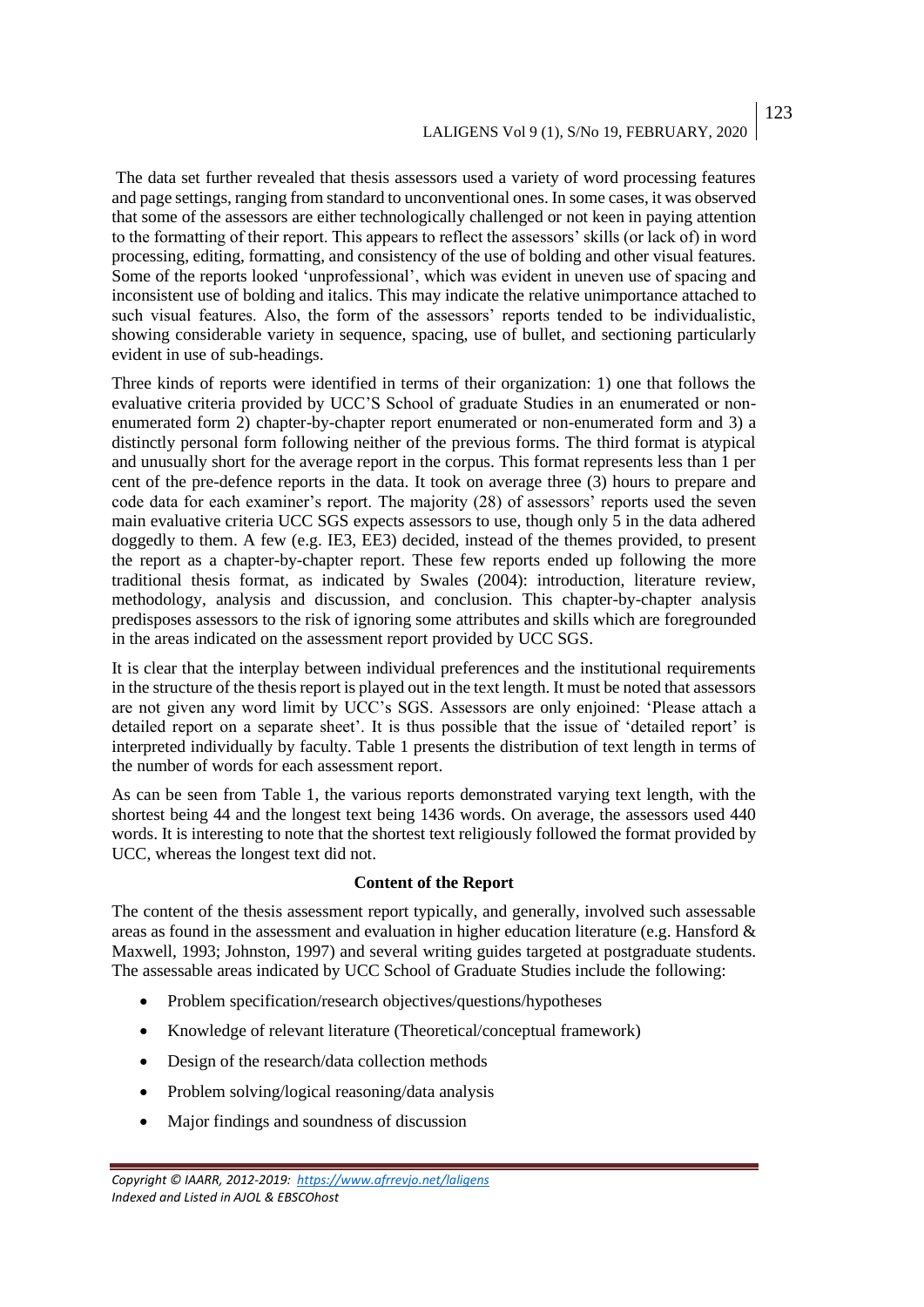The data set further revealed that thesis assessors used a variety of word processing features and page settings, ranging from standard to unconventional ones. In some cases, it was observed that some of the assessors are either technologically challenged or not keen in paying attention to the formatting of their report. This appears to reflect the assessors' skills (or lack of) in word processing, editing, formatting, and consistency of the use of bolding and other visual features. Some of the reports looked 'unprofessional', which was evident in uneven use of spacing and inconsistent use of bolding and italics. This may indicate the relative unimportance attached to such visual features. Also, the form of the assessors' reports tended to be individualistic, showing considerable variety in sequence, spacing, use of bullet, and sectioning particularly evident in use of sub-headings.

Three kinds of reports were identified in terms of their organization: 1) one that follows the evaluative criteria provided by UCC'S School of graduate Studies in an enumerated or non-enumerated form 2) chapter-by-chapter report enumerated or non-enumerated form and 3) a distinctly personal form following neither of the previous forms. The third format is atypical and unusually short for the average report in the corpus. This format represents less than 1 per cent of the pre-defence reports in the data. It took on average three (3) hours to prepare and code data for each examiner's report. The majority (28) of assessors' reports used the seven main evaluative criteria UCC SGS expects assessors to use, though only 5 in the data adhered doggedly to them. A few (e.g. IE3, EE3) decided, instead of the themes provided, to present the report as a chapter-by-chapter report. These few reports ended up following the more traditional thesis format, as indicated by Swales (2004): introduction, literature review, methodology, analysis and discussion, and conclusion. This chapter-by-chapter analysis predisposes assessors to the risk of ignoring some attributes and skills which are foregrounded in the areas indicated on the assessment report provided by UCC SGS.

It is clear that the interplay between individual preferences and the institutional requirements in the structure of the thesis report is played out in the text length. It must be noted that assessors are not given any word limit by UCC's SGS. Assessors are only enjoined: 'Please attach a detailed report on a separate sheet'. It is thus possible that the issue of 'detailed report' is interpreted individually by faculty. Table 1 presents the distribution of text length in terms of the number of words for each assessment report.

As can be seen from Table 1, the various reports demonstrated varying text length, with the shortest being 44 and the longest text being 1436 words. On average, the assessors used 440 words. It is interesting to note that the shortest text religiously followed the format provided by UCC, whereas the longest text did not.

## Content of the Report

The content of the thesis assessment report typically, and generally, involved such assessable areas as found in the assessment and evaluation in higher education literature (e.g. Hansford & Maxwell, 1993; Johnston, 1997) and several writing guides targeted at postgraduate students. The assessable areas indicated by UCC School of Graduate Studies include the following:

- Problem specification/research objectives/questions/hypotheses
- Knowledge of relevant literature (Theoretical/conceptual framework)
- Design of the research/data collection methods
- Problem solving/logical reasoning/data analysis
- Major findings and soundness of discussion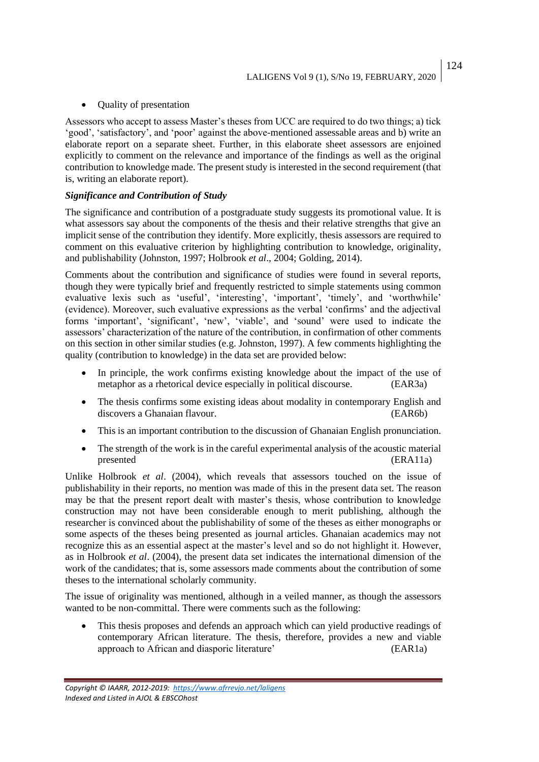- Quality of presentation

Assessors who accept to assess Master's theses from UCC are required to do two things; a) tick 'good', 'satisfactory', and 'poor' against the above-mentioned assessable areas and b) write an elaborate report on a separate sheet. Further, in this elaborate sheet assessors are enjoined explicitly to comment on the relevance and importance of the findings as well as the original contribution to knowledge made. The present study is interested in the second requirement (that is, writing an elaborate report).

***Significance and Contribution of Study***

The significance and contribution of a postgraduate study suggests its promotional value. It is what assessors say about the components of the thesis and their relative strengths that give an implicit sense of the contribution they identify. More explicitly, thesis assessors are required to comment on this evaluative criterion by highlighting contribution to knowledge, originality, and publishability (Johnston, 1997; Holbrook *et al*., 2004; Golding, 2014).

Comments about the contribution and significance of studies were found in several reports, though they were typically brief and frequently restricted to simple statements using common evaluative lexis such as 'useful', 'interesting', 'important', 'timely', and 'worthwhile' (evidence). Moreover, such evaluative expressions as the verbal 'confirms' and the adjectival forms 'important', 'significant', 'new', 'viable', and 'sound' were used to indicate the assessors' characterization of the nature of the contribution, in confirmation of other comments on this section in other similar studies (e.g. Johnston, 1997). A few comments highlighting the quality (contribution to knowledge) in the data set are provided below:

- In principle, the work confirms existing knowledge about the impact of the use of metaphor as a rhetorical device especially in political discourse. (EAR3a)
- The thesis confirms some existing ideas about modality in contemporary English and discovers a Ghanaian flavour. (EAR6b)
- This is an important contribution to the discussion of Ghanaian English pronunciation.
- The strength of the work is in the careful experimental analysis of the acoustic material presented (ERA11a)

Unlike Holbrook *et al*. (2004), which reveals that assessors touched on the issue of publishability in their reports, no mention was made of this in the present data set. The reason may be that the present report dealt with master's thesis, whose contribution to knowledge construction may not have been considerable enough to merit publishing, although the researcher is convinced about the publishability of some of the theses as either monographs or some aspects of the theses being presented as journal articles. Ghanaian academics may not recognize this as an essential aspect at the master's level and so do not highlight it. However, as in Holbrook *et al*. (2004), the present data set indicates the international dimension of the work of the candidates; that is, some assessors made comments about the contribution of some theses to the international scholarly community.

The issue of originality was mentioned, although in a veiled manner, as though the assessors wanted to be non-committal. There were comments such as the following:

- This thesis proposes and defends an approach which can yield productive readings of contemporary African literature. The thesis, therefore, provides a new and viable approach to African and diasporic literature' (EAR1a)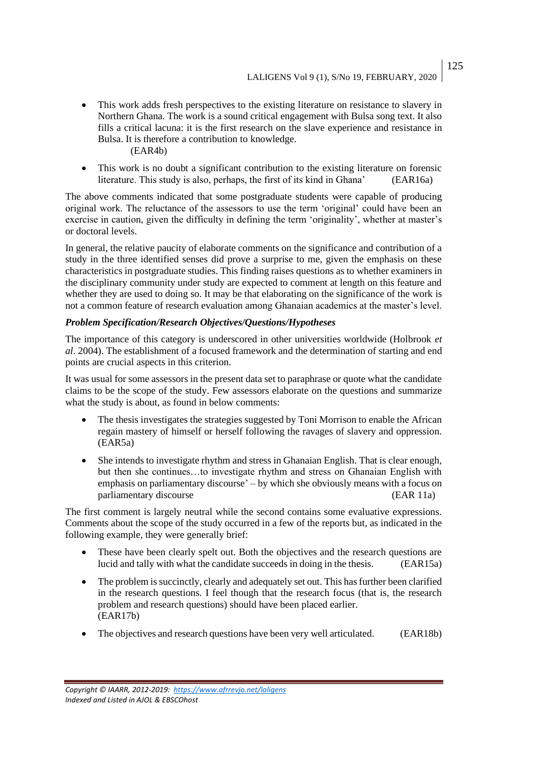- This work adds fresh perspectives to the existing literature on resistance to slavery in Northern Ghana. The work is a sound critical engagement with Bulsa song text. It also fills a critical lacuna: it is the first research on the slave experience and resistance in Bulsa. It is therefore a contribution to knowledge. (EAR4b)
- This work is no doubt a significant contribution to the existing literature on forensic literature. This study is also, perhaps, the first of its kind in Ghana' (EAR16a)

The above comments indicated that some postgraduate students were capable of producing original work. The reluctance of the assessors to use the term 'original' could have been an exercise in caution, given the difficulty in defining the term 'originality', whether at master's or doctoral levels.

In general, the relative paucity of elaborate comments on the significance and contribution of a study in the three identified senses did prove a surprise to me, given the emphasis on these characteristics in postgraduate studies. This finding raises questions as to whether examiners in the disciplinary community under study are expected to comment at length on this feature and whether they are used to doing so. It may be that elaborating on the significance of the work is not a common feature of research evaluation among Ghanaian academics at the master's level.

***Problem Specification/Research Objectives/Questions/Hypotheses***

The importance of this category is underscored in other universities worldwide (Holbrook *et al*. 2004). The establishment of a focused framework and the determination of starting and end points are crucial aspects in this criterion.

It was usual for some assessors in the present data set to paraphrase or quote what the candidate claims to be the scope of the study. Few assessors elaborate on the questions and summarize what the study is about, as found in below comments:

- The thesis investigates the strategies suggested by Toni Morrison to enable the African regain mastery of himself or herself following the ravages of slavery and oppression. (EAR5a)
- She intends to investigate rhythm and stress in Ghanaian English. That is clear enough, but then she continues…to investigate rhythm and stress on Ghanaian English with emphasis on parliamentary discourse' – by which she obviously means with a focus on parliamentary discourse (EAR 11a)

The first comment is largely neutral while the second contains some evaluative expressions. Comments about the scope of the study occurred in a few of the reports but, as indicated in the following example, they were generally brief:

- These have been clearly spelt out. Both the objectives and the research questions are lucid and tally with what the candidate succeeds in doing in the thesis. (EAR15a)
- The problem is succinctly, clearly and adequately set out. This has further been clarified in the research questions. I feel though that the research focus (that is, the research problem and research questions) should have been placed earlier. (EAR17b)
- The objectives and research questions have been very well articulated. (EAR18b)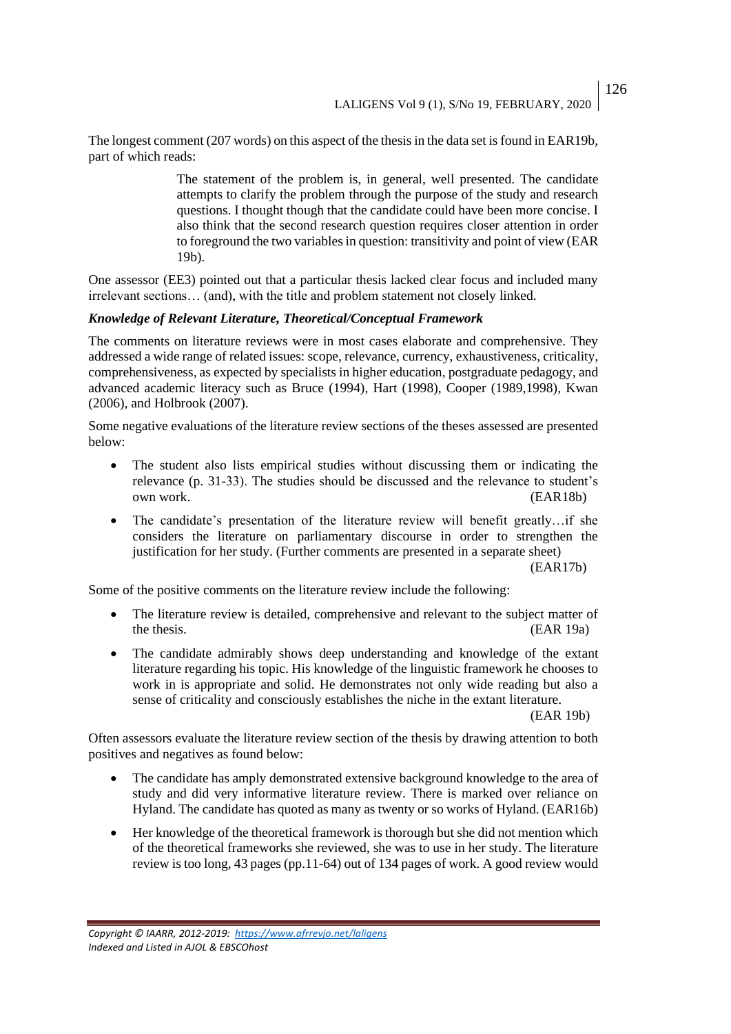The longest comment (207 words) on this aspect of the thesis in the data set is found in EAR19b, part of which reads:

> The statement of the problem is, in general, well presented. The candidate attempts to clarify the problem through the purpose of the study and research questions. I thought though that the candidate could have been more concise. I also think that the second research question requires closer attention in order to foreground the two variables in question: transitivity and point of view (EAR 19b).

One assessor (EE3) pointed out that a particular thesis lacked clear focus and included many irrelevant sections… (and), with the title and problem statement not closely linked.

***Knowledge of Relevant Literature, Theoretical/Conceptual Framework***

The comments on literature reviews were in most cases elaborate and comprehensive. They addressed a wide range of related issues: scope, relevance, currency, exhaustiveness, criticality, comprehensiveness, as expected by specialists in higher education, postgraduate pedagogy, and advanced academic literacy such as Bruce (1994), Hart (1998), Cooper (1989,1998), Kwan (2006), and Holbrook (2007).

Some negative evaluations of the literature review sections of the theses assessed are presented below:

- The student also lists empirical studies without discussing them or indicating the relevance (p. 31-33). The studies should be discussed and the relevance to student's own work. (EAR18b)
- The candidate's presentation of the literature review will benefit greatly…if she considers the literature on parliamentary discourse in order to strengthen the justification for her study. (Further comments are presented in a separate sheet) (EAR17b)

Some of the positive comments on the literature review include the following:

- The literature review is detailed, comprehensive and relevant to the subject matter of the thesis. (EAR 19a)
- The candidate admirably shows deep understanding and knowledge of the extant literature regarding his topic. His knowledge of the linguistic framework he chooses to work in is appropriate and solid. He demonstrates not only wide reading but also a sense of criticality and consciously establishes the niche in the extant literature. (EAR 19b)

Often assessors evaluate the literature review section of the thesis by drawing attention to both positives and negatives as found below:

- The candidate has amply demonstrated extensive background knowledge to the area of study and did very informative literature review. There is marked over reliance on Hyland. The candidate has quoted as many as twenty or so works of Hyland. (EAR16b)
- Her knowledge of the theoretical framework is thorough but she did not mention which of the theoretical frameworks she reviewed, she was to use in her study. The literature review is too long, 43 pages (pp.11-64) out of 134 pages of work. A good review would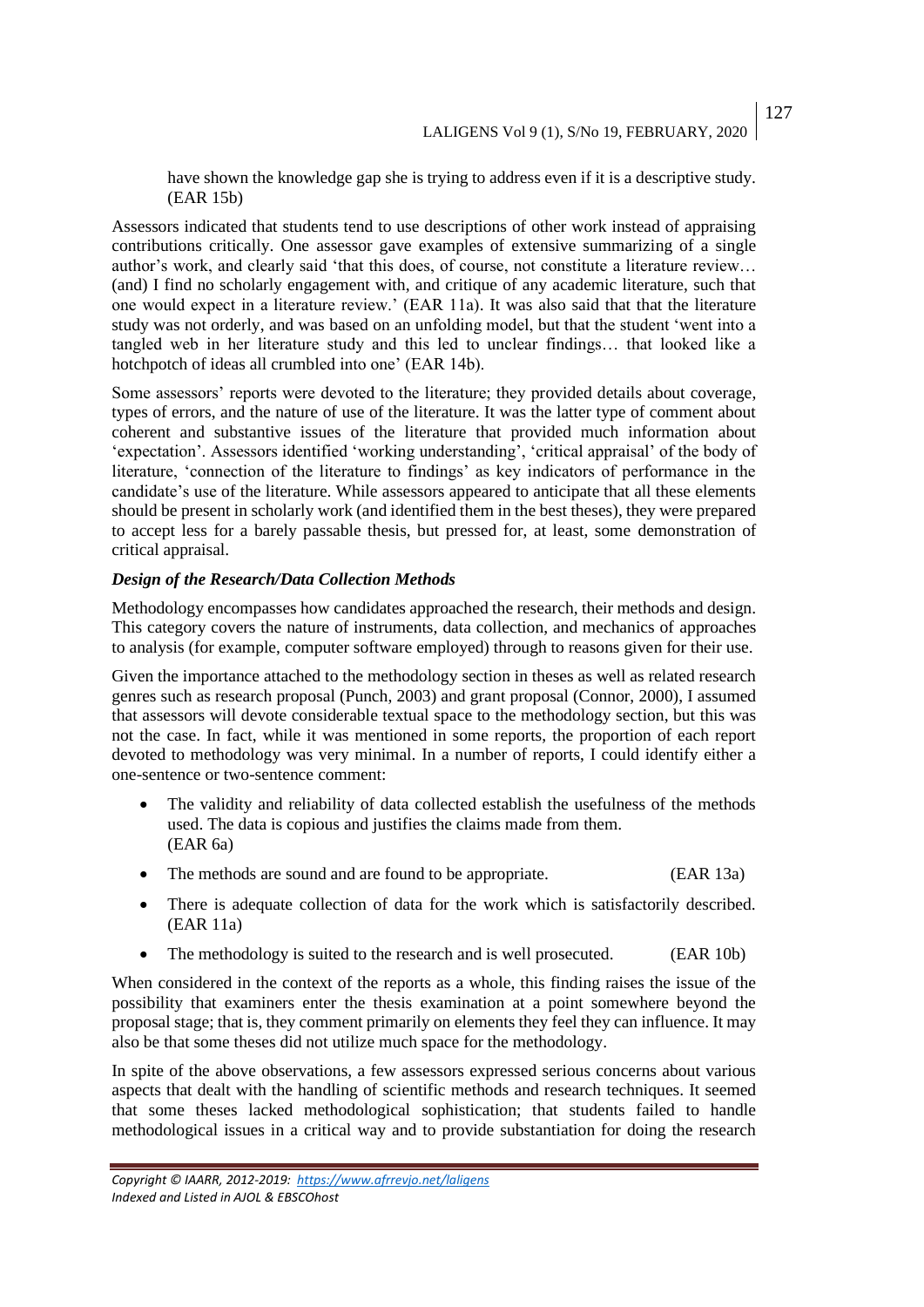have shown the knowledge gap she is trying to address even if it is a descriptive study. (EAR 15b)

Assessors indicated that students tend to use descriptions of other work instead of appraising contributions critically. One assessor gave examples of extensive summarizing of a single author's work, and clearly said 'that this does, of course, not constitute a literature review… (and) I find no scholarly engagement with, and critique of any academic literature, such that one would expect in a literature review.' (EAR 11a). It was also said that that the literature study was not orderly, and was based on an unfolding model, but that the student 'went into a tangled web in her literature study and this led to unclear findings… that looked like a hotchpotch of ideas all crumbled into one' (EAR 14b).

Some assessors' reports were devoted to the literature; they provided details about coverage, types of errors, and the nature of use of the literature. It was the latter type of comment about coherent and substantive issues of the literature that provided much information about 'expectation'. Assessors identified 'working understanding', 'critical appraisal' of the body of literature, 'connection of the literature to findings' as key indicators of performance in the candidate's use of the literature. While assessors appeared to anticipate that all these elements should be present in scholarly work (and identified them in the best theses), they were prepared to accept less for a barely passable thesis, but pressed for, at least, some demonstration of critical appraisal.

***Design of the Research/Data Collection Methods***

Methodology encompasses how candidates approached the research, their methods and design. This category covers the nature of instruments, data collection, and mechanics of approaches to analysis (for example, computer software employed) through to reasons given for their use.

Given the importance attached to the methodology section in theses as well as related research genres such as research proposal (Punch, 2003) and grant proposal (Connor, 2000), I assumed that assessors will devote considerable textual space to the methodology section, but this was not the case. In fact, while it was mentioned in some reports, the proportion of each report devoted to methodology was very minimal. In a number of reports, I could identify either a one-sentence or two-sentence comment:

- The validity and reliability of data collected establish the usefulness of the methods used. The data is copious and justifies the claims made from them. (EAR 6a)
- The methods are sound and are found to be appropriate. (EAR 13a)
- There is adequate collection of data for the work which is satisfactorily described. (EAR 11a)
- The methodology is suited to the research and is well prosecuted. (EAR 10b)

When considered in the context of the reports as a whole, this finding raises the issue of the possibility that examiners enter the thesis examination at a point somewhere beyond the proposal stage; that is, they comment primarily on elements they feel they can influence. It may also be that some theses did not utilize much space for the methodology.

In spite of the above observations, a few assessors expressed serious concerns about various aspects that dealt with the handling of scientific methods and research techniques. It seemed that some theses lacked methodological sophistication; that students failed to handle methodological issues in a critical way and to provide substantiation for doing the research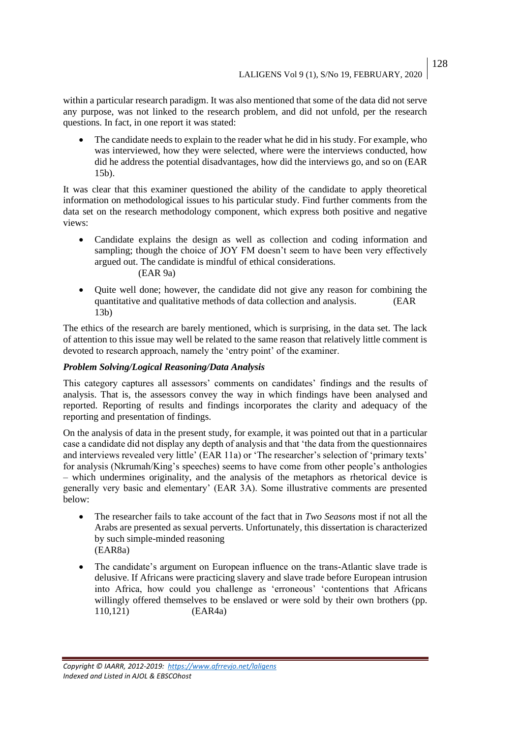within a particular research paradigm. It was also mentioned that some of the data did not serve any purpose, was not linked to the research problem, and did not unfold, per the research questions. In fact, in one report it was stated:

- The candidate needs to explain to the reader what he did in his study. For example, who was interviewed, how they were selected, where were the interviews conducted, how did he address the potential disadvantages, how did the interviews go, and so on (EAR 15b).

It was clear that this examiner questioned the ability of the candidate to apply theoretical information on methodological issues to his particular study. Find further comments from the data set on the research methodology component, which express both positive and negative views:

- Candidate explains the design as well as collection and coding information and sampling; though the choice of JOY FM doesn't seem to have been very effectively argued out. The candidate is mindful of ethical considerations. (EAR 9a)
- Quite well done; however, the candidate did not give any reason for combining the quantitative and qualitative methods of data collection and analysis. (EAR 13b)

The ethics of the research are barely mentioned, which is surprising, in the data set. The lack of attention to this issue may well be related to the same reason that relatively little comment is devoted to research approach, namely the 'entry point' of the examiner.

***Problem Solving/Logical Reasoning/Data Analysis***

This category captures all assessors' comments on candidates' findings and the results of analysis. That is, the assessors convey the way in which findings have been analysed and reported. Reporting of results and findings incorporates the clarity and adequacy of the reporting and presentation of findings.

On the analysis of data in the present study, for example, it was pointed out that in a particular case a candidate did not display any depth of analysis and that 'the data from the questionnaires and interviews revealed very little' (EAR 11a) or 'The researcher's selection of 'primary texts' for analysis (Nkrumah/King's speeches) seems to have come from other people's anthologies – which undermines originality, and the analysis of the metaphors as rhetorical device is generally very basic and elementary' (EAR 3A). Some illustrative comments are presented below:

- The researcher fails to take account of the fact that in *Two Seasons* most if not all the Arabs are presented as sexual perverts. Unfortunately, this dissertation is characterized by such simple-minded reasoning (EAR8a)
- The candidate's argument on European influence on the trans-Atlantic slave trade is delusive. If Africans were practicing slavery and slave trade before European intrusion into Africa, how could you challenge as 'erroneous' 'contentions that Africans willingly offered themselves to be enslaved or were sold by their own brothers (pp. 110,121) (EAR4a)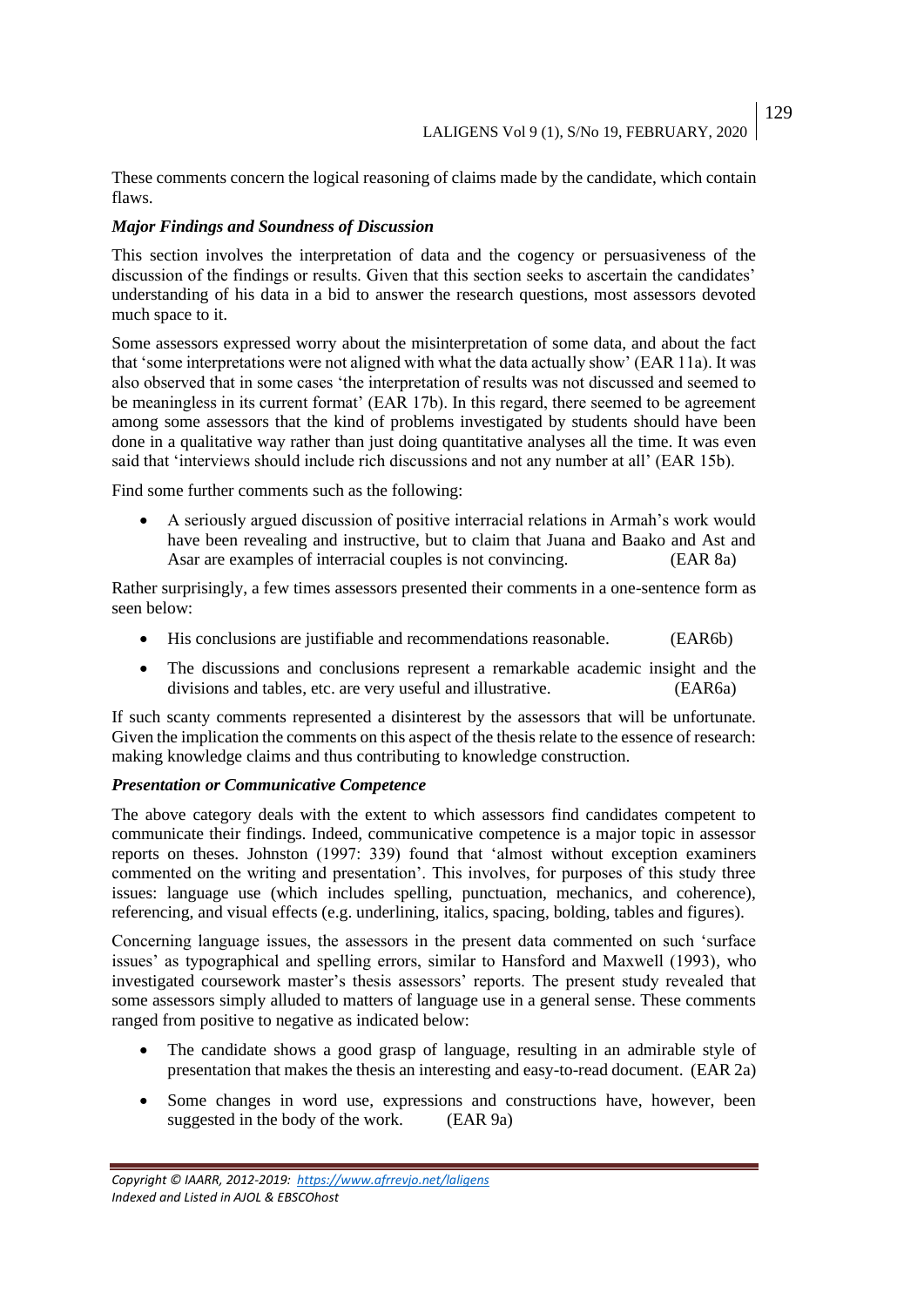These comments concern the logical reasoning of claims made by the candidate, which contain flaws.

***Major Findings and Soundness of Discussion***

This section involves the interpretation of data and the cogency or persuasiveness of the discussion of the findings or results. Given that this section seeks to ascertain the candidates' understanding of his data in a bid to answer the research questions, most assessors devoted much space to it.

Some assessors expressed worry about the misinterpretation of some data, and about the fact that 'some interpretations were not aligned with what the data actually show' (EAR 11a). It was also observed that in some cases 'the interpretation of results was not discussed and seemed to be meaningless in its current format' (EAR 17b). In this regard, there seemed to be agreement among some assessors that the kind of problems investigated by students should have been done in a qualitative way rather than just doing quantitative analyses all the time. It was even said that 'interviews should include rich discussions and not any number at all' (EAR 15b).

Find some further comments such as the following:

- A seriously argued discussion of positive interracial relations in Armah's work would have been revealing and instructive, but to claim that Juana and Baako and Ast and Asar are examples of interracial couples is not convincing. (EAR 8a)

Rather surprisingly, a few times assessors presented their comments in a one-sentence form as seen below:

- His conclusions are justifiable and recommendations reasonable. (EAR6b)
- The discussions and conclusions represent a remarkable academic insight and the divisions and tables, etc. are very useful and illustrative. (EAR6a)

If such scanty comments represented a disinterest by the assessors that will be unfortunate. Given the implication the comments on this aspect of the thesis relate to the essence of research: making knowledge claims and thus contributing to knowledge construction.

***Presentation or Communicative Competence***

The above category deals with the extent to which assessors find candidates competent to communicate their findings. Indeed, communicative competence is a major topic in assessor reports on theses. Johnston (1997: 339) found that 'almost without exception examiners commented on the writing and presentation'. This involves, for purposes of this study three issues: language use (which includes spelling, punctuation, mechanics, and coherence), referencing, and visual effects (e.g. underlining, italics, spacing, bolding, tables and figures).

Concerning language issues, the assessors in the present data commented on such 'surface issues' as typographical and spelling errors, similar to Hansford and Maxwell (1993), who investigated coursework master's thesis assessors' reports. The present study revealed that some assessors simply alluded to matters of language use in a general sense. These comments ranged from positive to negative as indicated below:

- The candidate shows a good grasp of language, resulting in an admirable style of presentation that makes the thesis an interesting and easy-to-read document. (EAR 2a)
- Some changes in word use, expressions and constructions have, however, been suggested in the body of the work. (EAR 9a)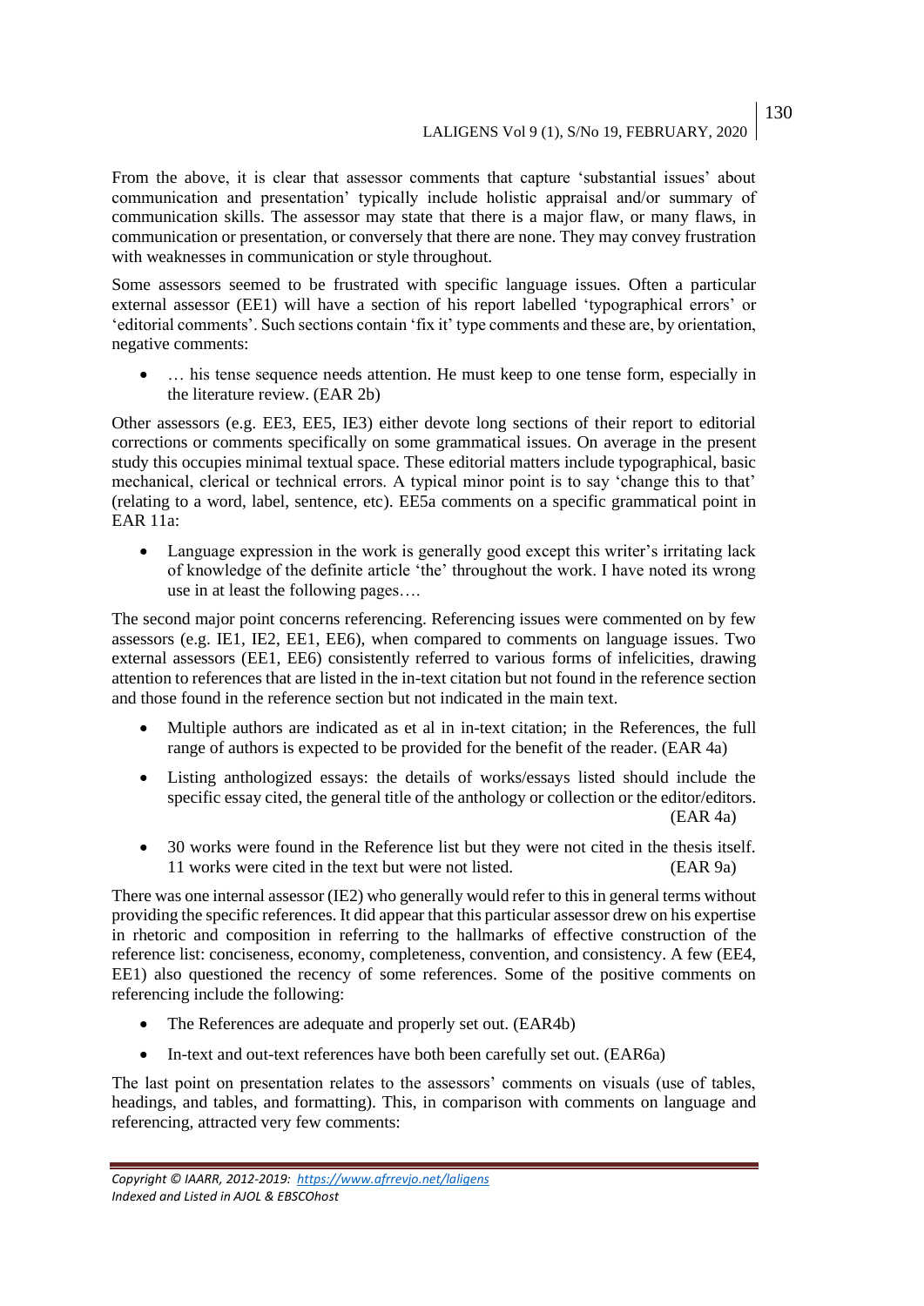From the above, it is clear that assessor comments that capture 'substantial issues' about communication and presentation' typically include holistic appraisal and/or summary of communication skills. The assessor may state that there is a major flaw, or many flaws, in communication or presentation, or conversely that there are none. They may convey frustration with weaknesses in communication or style throughout.

Some assessors seemed to be frustrated with specific language issues. Often a particular external assessor (EE1) will have a section of his report labelled 'typographical errors' or 'editorial comments'. Such sections contain 'fix it' type comments and these are, by orientation, negative comments:

- … his tense sequence needs attention. He must keep to one tense form, especially in the literature review. (EAR 2b)

Other assessors (e.g. EE3, EE5, IE3) either devote long sections of their report to editorial corrections or comments specifically on some grammatical issues. On average in the present study this occupies minimal textual space. These editorial matters include typographical, basic mechanical, clerical or technical errors. A typical minor point is to say 'change this to that' (relating to a word, label, sentence, etc). EE5a comments on a specific grammatical point in EAR 11a:

- Language expression in the work is generally good except this writer's irritating lack of knowledge of the definite article 'the' throughout the work. I have noted its wrong use in at least the following pages….

The second major point concerns referencing. Referencing issues were commented on by few assessors (e.g. IE1, IE2, EE1, EE6), when compared to comments on language issues. Two external assessors (EE1, EE6) consistently referred to various forms of infelicities, drawing attention to references that are listed in the in-text citation but not found in the reference section and those found in the reference section but not indicated in the main text.

- Multiple authors are indicated as et al in in-text citation; in the References, the full range of authors is expected to be provided for the benefit of the reader. (EAR 4a)
- Listing anthologized essays: the details of works/essays listed should include the specific essay cited, the general title of the anthology or collection or the editor/editors. (EAR 4a)
- 30 works were found in the Reference list but they were not cited in the thesis itself. 11 works were cited in the text but were not listed. (EAR 9a)

There was one internal assessor (IE2) who generally would refer to this in general terms without providing the specific references. It did appear that this particular assessor drew on his expertise in rhetoric and composition in referring to the hallmarks of effective construction of the reference list: conciseness, economy, completeness, convention, and consistency. A few (EE4, EE1) also questioned the recency of some references. Some of the positive comments on referencing include the following:

- The References are adequate and properly set out. (EAR4b)
- In-text and out-text references have both been carefully set out. (EAR6a)

The last point on presentation relates to the assessors' comments on visuals (use of tables, headings, and tables, and formatting). This, in comparison with comments on language and referencing, attracted very few comments: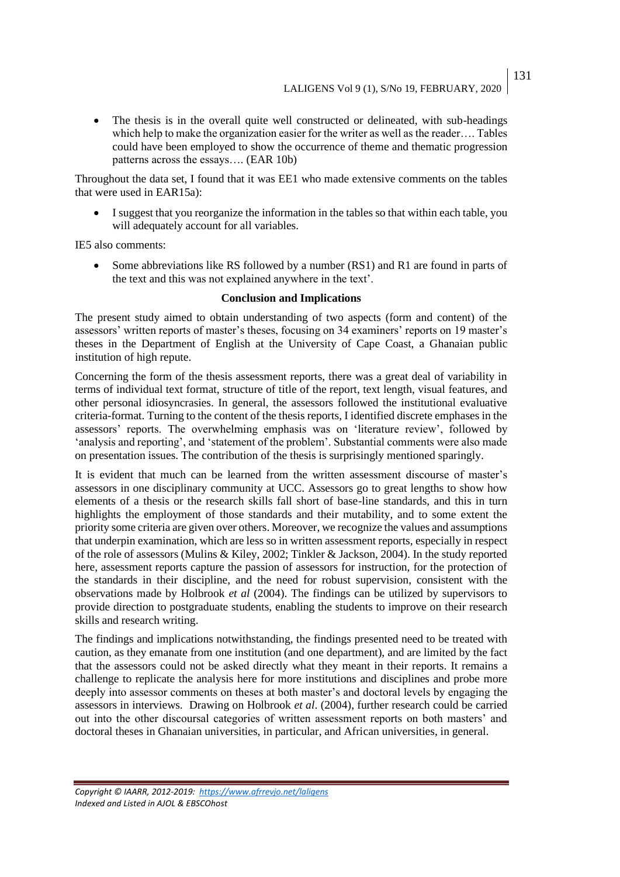- The thesis is in the overall quite well constructed or delineated, with sub-headings which help to make the organization easier for the writer as well as the reader…. Tables could have been employed to show the occurrence of theme and thematic progression patterns across the essays…. (EAR 10b)

Throughout the data set, I found that it was EE1 who made extensive comments on the tables that were used in EAR15a):

- I suggest that you reorganize the information in the tables so that within each table, you will adequately account for all variables.

IE5 also comments:

- Some abbreviations like RS followed by a number (RS1) and R1 are found in parts of the text and this was not explained anywhere in the text'.

## Conclusion and Implications

The present study aimed to obtain understanding of two aspects (form and content) of the assessors' written reports of master's theses, focusing on 34 examiners' reports on 19 master's theses in the Department of English at the University of Cape Coast, a Ghanaian public institution of high repute.

Concerning the form of the thesis assessment reports, there was a great deal of variability in terms of individual text format, structure of title of the report, text length, visual features, and other personal idiosyncrasies. In general, the assessors followed the institutional evaluative criteria-format. Turning to the content of the thesis reports, I identified discrete emphases in the assessors' reports. The overwhelming emphasis was on 'literature review', followed by 'analysis and reporting', and 'statement of the problem'. Substantial comments were also made on presentation issues. The contribution of the thesis is surprisingly mentioned sparingly.

It is evident that much can be learned from the written assessment discourse of master's assessors in one disciplinary community at UCC. Assessors go to great lengths to show how elements of a thesis or the research skills fall short of base-line standards, and this in turn highlights the employment of those standards and their mutability, and to some extent the priority some criteria are given over others. Moreover, we recognize the values and assumptions that underpin examination, which are less so in written assessment reports, especially in respect of the role of assessors (Mulins & Kiley, 2002; Tinkler & Jackson, 2004). In the study reported here, assessment reports capture the passion of assessors for instruction, for the protection of the standards in their discipline, and the need for robust supervision, consistent with the observations made by Holbrook *et al* (2004). The findings can be utilized by supervisors to provide direction to postgraduate students, enabling the students to improve on their research skills and research writing.

The findings and implications notwithstanding, the findings presented need to be treated with caution, as they emanate from one institution (and one department), and are limited by the fact that the assessors could not be asked directly what they meant in their reports. It remains a challenge to replicate the analysis here for more institutions and disciplines and probe more deeply into assessor comments on theses at both master's and doctoral levels by engaging the assessors in interviews. Drawing on Holbrook *et al*. (2004), further research could be carried out into the other discoursal categories of written assessment reports on both masters' and doctoral theses in Ghanaian universities, in particular, and African universities, in general.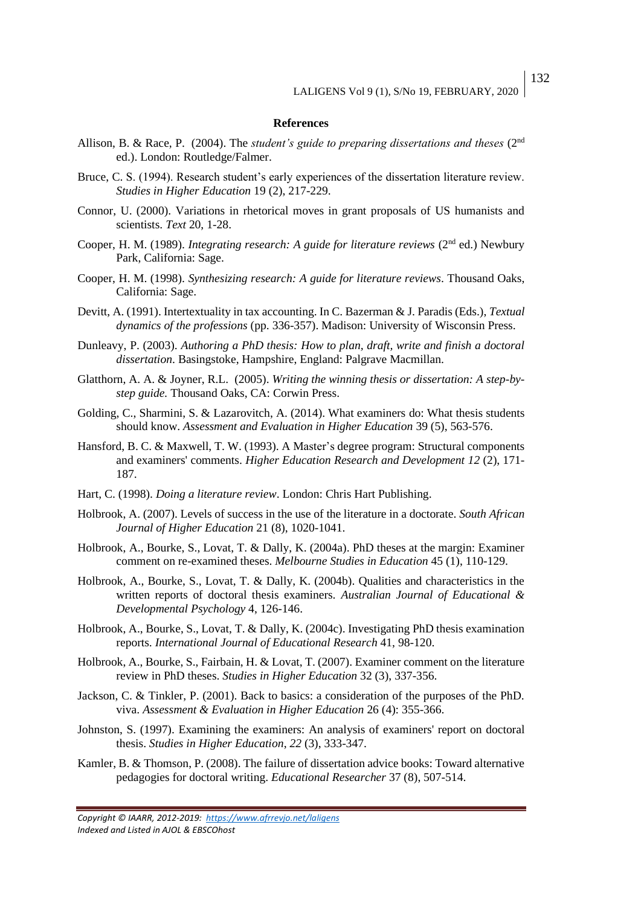**References**

Allison, B. & Race, P. (2004). The *student's guide to preparing dissertations and theses* (2nd ed.). London: Routledge/Falmer.

Bruce, C. S. (1994). Research student's early experiences of the dissertation literature review. *Studies in Higher Education* 19 (2), 217-229.

Connor, U. (2000). Variations in rhetorical moves in grant proposals of US humanists and scientists. *Text* 20, 1-28.

Cooper, H. M. (1989). *Integrating research: A guide for literature reviews* (2nd ed.) Newbury Park, California: Sage.

Cooper, H. M. (1998). *Synthesizing research: A guide for literature reviews*. Thousand Oaks, California: Sage.

Devitt, A. (1991). Intertextuality in tax accounting. In C. Bazerman & J. Paradis (Eds.), *Textual dynamics of the professions* (pp. 336-357). Madison: University of Wisconsin Press.

Dunleavy, P. (2003). *Authoring a PhD thesis: How to plan, draft, write and finish a doctoral dissertation*. Basingstoke, Hampshire, England: Palgrave Macmillan.

Glatthorn, A. A. & Joyner, R.L. (2005). *Writing the winning thesis or dissertation: A step-by-step guide.* Thousand Oaks, CA: Corwin Press.

Golding, C., Sharmini, S. & Lazarovitch, A. (2014). What examiners do: What thesis students should know. *Assessment and Evaluation in Higher Education* 39 (5), 563-576.

Hansford, B. C. & Maxwell, T. W. (1993). A Master's degree program: Structural components and examiners' comments. *Higher Education Research and Development 12* (2), 171-187.

Hart, C. (1998). *Doing a literature review*. London: Chris Hart Publishing.

Holbrook, A. (2007). Levels of success in the use of the literature in a doctorate. *South African Journal of Higher Education* 21 (8), 1020-1041.

Holbrook, A., Bourke, S., Lovat, T. & Dally, K. (2004a). PhD theses at the margin: Examiner comment on re-examined theses. *Melbourne Studies in Education* 45 (1), 110-129.

Holbrook, A., Bourke, S., Lovat, T. & Dally, K. (2004b). Qualities and characteristics in the written reports of doctoral thesis examiners. *Australian Journal of Educational & Developmental Psychology* 4, 126-146.

Holbrook, A., Bourke, S., Lovat, T. & Dally, K. (2004c). Investigating PhD thesis examination reports. *International Journal of Educational Research* 41, 98-120.

Holbrook, A., Bourke, S., Fairbain, H. & Lovat, T. (2007). Examiner comment on the literature review in PhD theses. *Studies in Higher Education* 32 (3), 337-356.

Jackson, C. & Tinkler, P. (2001). Back to basics: a consideration of the purposes of the PhD. viva. *Assessment & Evaluation in Higher Education* 26 (4): 355-366.

Johnston, S. (1997). Examining the examiners: An analysis of examiners' report on doctoral thesis. *Studies in Higher Education*, *22* (3), 333-347.

Kamler, B. & Thomson, P. (2008). The failure of dissertation advice books: Toward alternative pedagogies for doctoral writing. *Educational Researcher* 37 (8), 507-514.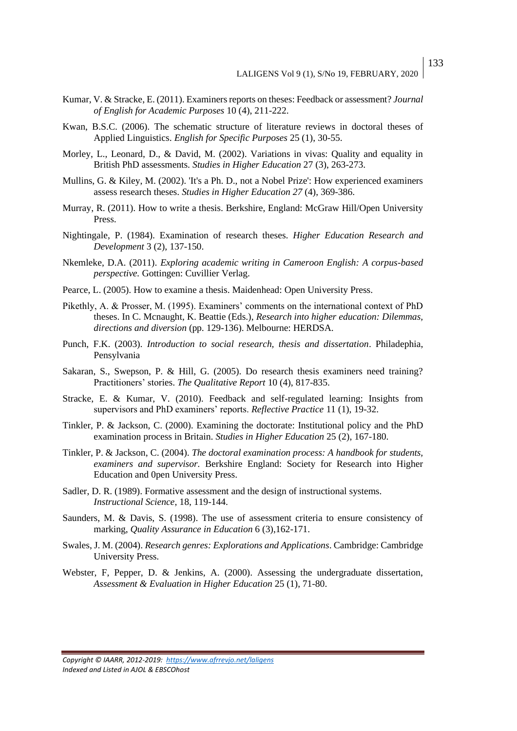Kumar, V. & Stracke, E. (2011). Examiners reports on theses: Feedback or assessment? *Journal of English for Academic Purposes* 10 (4), 211-222.

Kwan, B.S.C. (2006). The schematic structure of literature reviews in doctoral theses of Applied Linguistics. *English for Specific Purposes* 25 (1), 30-55.

Morley, L., Leonard, D., & David, M. (2002). Variations in vivas: Quality and equality in British PhD assessments. *Studies in Higher Education* 27 (3), 263-273.

Mullins, G. & Kiley, M. (2002). 'It's a Ph. D., not a Nobel Prize': How experienced examiners assess research theses. *Studies in Higher Education 27* (4), 369-386.

Murray, R. (2011). How to write a thesis. Berkshire, England: McGraw Hill/Open University Press.

Nightingale, P. (1984). Examination of research theses. *Higher Education Research and Development* 3 (2), 137-150.

Nkemleke, D.A. (2011). *Exploring academic writing in Cameroon English: A corpus-based perspective.* Gottingen: Cuvillier Verlag.

Pearce, L. (2005). How to examine a thesis. Maidenhead: Open University Press.

Pikethly, A. & Prosser, M. (1995). Examiners' comments on the international context of PhD theses. In C. Mcnaught, K. Beattie (Eds.), *Research into higher education: Dilemmas, directions and diversion* (pp. 129-136). Melbourne: HERDSA.

Punch, F.K. (2003). *Introduction to social research, thesis and dissertation*. Philadephia, Pensylvania

Sakaran, S., Swepson, P. & Hill, G. (2005). Do research thesis examiners need training? Practitioners' stories. *The Qualitative Report* 10 (4), 817-835.

Stracke, E. & Kumar, V. (2010). Feedback and self-regulated learning: Insights from supervisors and PhD examiners' reports. *Reflective Practice* 11 (1), 19-32.

Tinkler, P. & Jackson, C. (2000). Examining the doctorate: Institutional policy and the PhD examination process in Britain. *Studies in Higher Education* 25 (2), 167-180.

Tinkler, P. & Jackson, C. (2004). *The doctoral examination process: A handbook for students, examiners and supervisor.* Berkshire England: Society for Research into Higher Education and 0pen University Press.

Sadler, D. R. (1989). Formative assessment and the design of instructional systems. *Instructional Science*, 18, 119-144.

Saunders, M. & Davis, S. (1998). The use of assessment criteria to ensure consistency of marking, *Quality Assurance in Education* 6 (3),162-171.

Swales, J. M. (2004). *Research genres: Explorations and Applications*. Cambridge: Cambridge University Press.

Webster, F, Pepper, D. & Jenkins, A. (2000). Assessing the undergraduate dissertation, *Assessment & Evaluation in Higher Education* 25 (1), 71-80.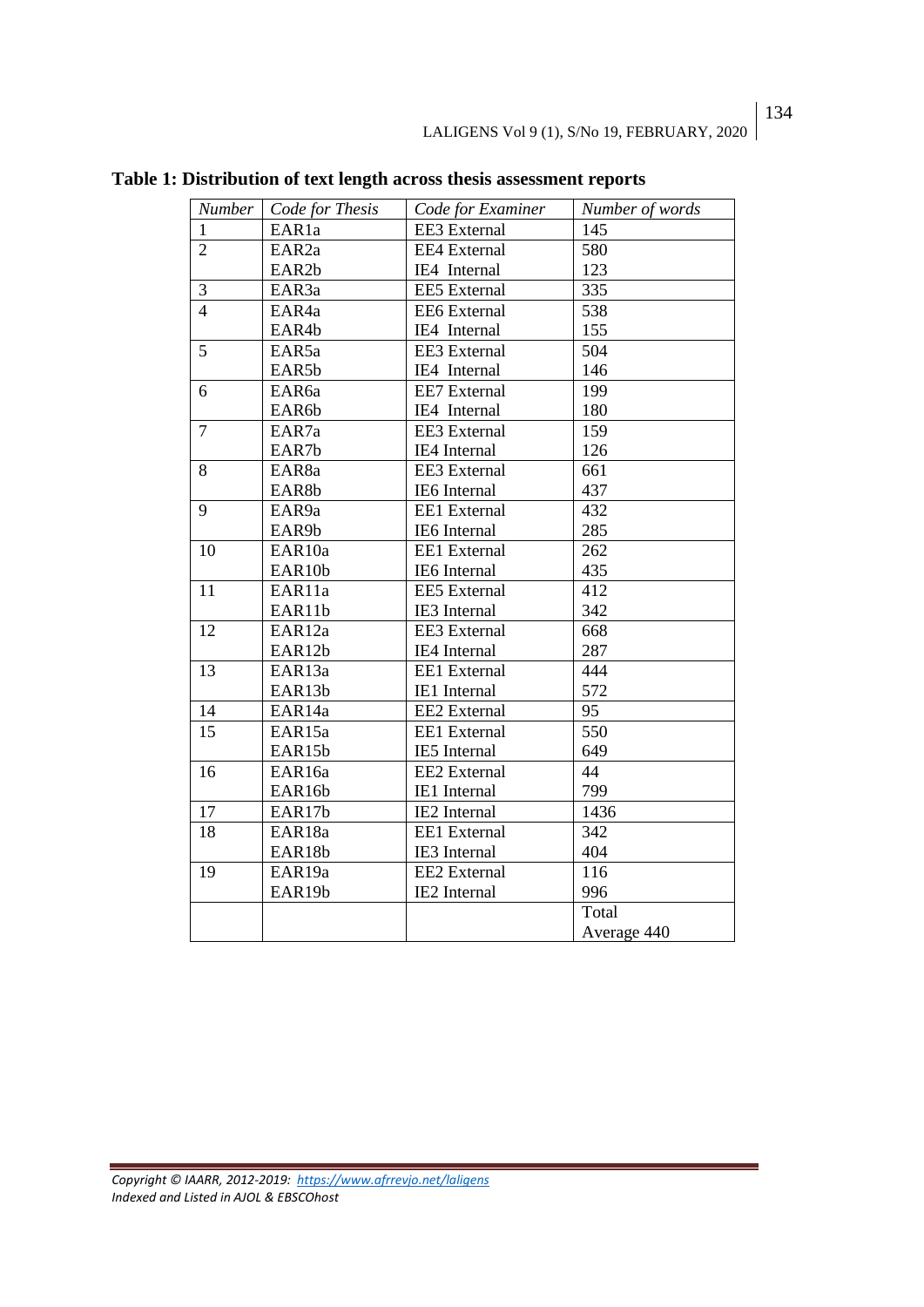**Table 1: Distribution of text length across thesis assessment reports**

| *Number* | *Code for Thesis* | *Code for Examiner* | *Number of words* |
|---|---|---|---|
| 1 | EAR1a | EE3 External | 145 |
| 2 | EAR2a | EE4 External | 580 |
| | EAR2b | IE4 Internal | 123 |
| 3 | EAR3a | EE5 External | 335 |
| 4 | EAR4a | EE6 External | 538 |
| | EAR4b | IE4 Internal | 155 |
| 5 | EAR5a | EE3 External | 504 |
| | EAR5b | IE4 Internal | 146 |
| 6 | EAR6a | EE7 External | 199 |
| | EAR6b | IE4 Internal | 180 |
| 7 | EAR7a | EE3 External | 159 |
| | EAR7b | IE4 Internal | 126 |
| 8 | EAR8a | EE3 External | 661 |
| | EAR8b | IE6 Internal | 437 |
| 9 | EAR9a | EE1 External | 432 |
| | EAR9b | IE6 Internal | 285 |
| 10 | EAR10a | EE1 External | 262 |
| | EAR10b | IE6 Internal | 435 |
| 11 | EAR11a | EE5 External | 412 |
| | EAR11b | IE3 Internal | 342 |
| 12 | EAR12a | EE3 External | 668 |
| | EAR12b | IE4 Internal | 287 |
| 13 | EAR13a | EE1 External | 444 |
| | EAR13b | IE1 Internal | 572 |
| 14 | EAR14a | EE2 External | 95 |
| 15 | EAR15a | EE1 External | 550 |
| | EAR15b | IE5 Internal | 649 |
| 16 | EAR16a | EE2 External | 44 |
| | EAR16b | IE1 Internal | 799 |
| 17 | EAR17b | IE2 Internal | 1436 |
| 18 | EAR18a | EE1 External | 342 |
| | EAR18b | IE3 Internal | 404 |
| 19 | EAR19a | EE2 External | 116 |
| | EAR19b | IE2 Internal | 996 |
| | | | Total<br>Average 440 |